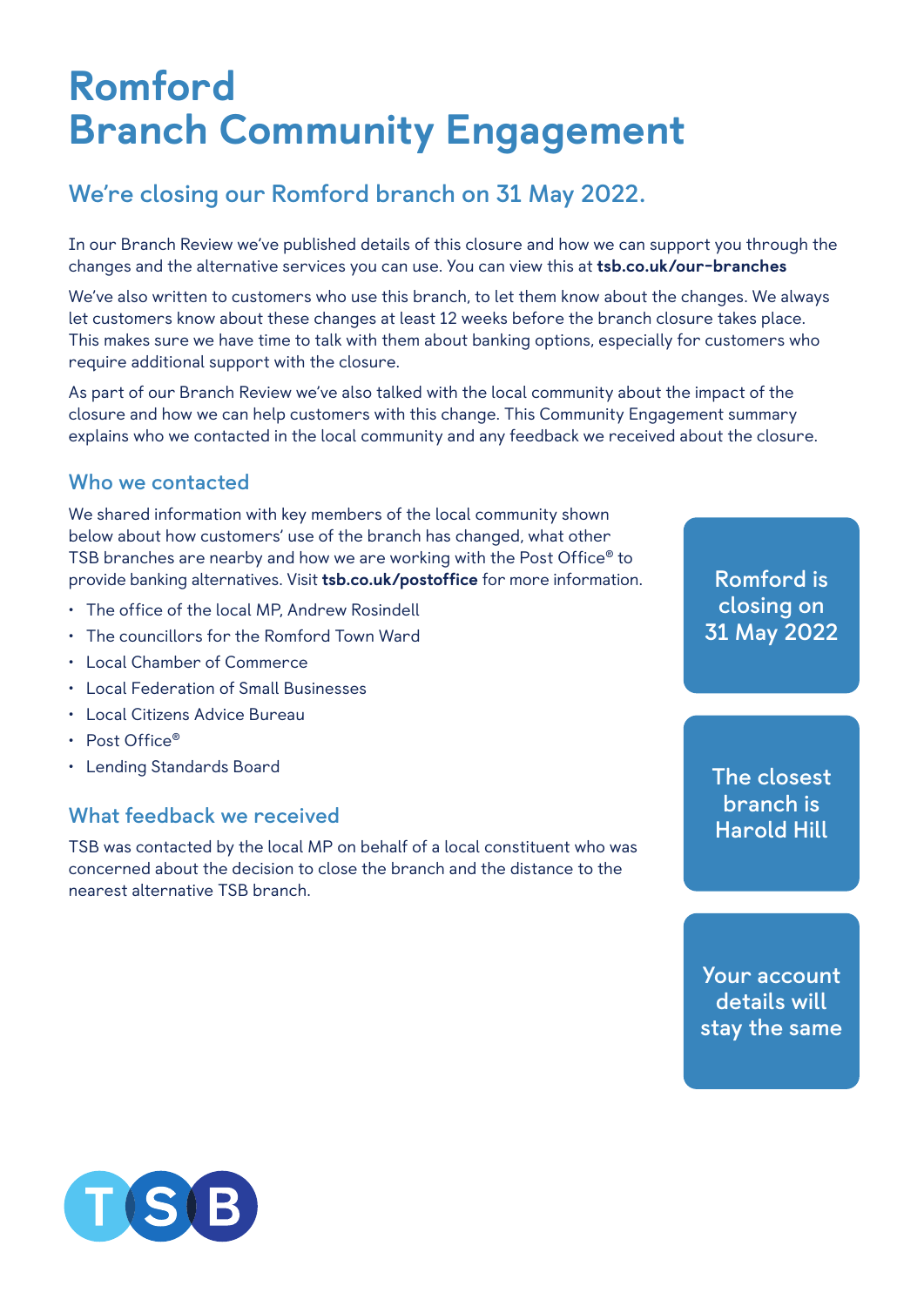# Romford
# Branch Community Engagement

## We're closing our Romford branch on 31 May 2022.

In our Branch Review we've published details of this closure and how we can support you through the changes and the alternative services you can use. You can view this at **tsb.co.uk/our-branches**

We've also written to customers who use this branch, to let them know about the changes. We always let customers know about these changes at least 12 weeks before the branch closure takes place. This makes sure we have time to talk with them about banking options, especially for customers who require additional support with the closure.

As part of our Branch Review we've also talked with the local community about the impact of the closure and how we can help customers with this change. This Community Engagement summary explains who we contacted in the local community and any feedback we received about the closure.

### Who we contacted

We shared information with key members of the local community shown below about how customers' use of the branch has changed, what other TSB branches are nearby and how we are working with the Post Office® to provide banking alternatives. Visit **tsb.co.uk/postoffice** for more information.

- The office of the local MP, Andrew Rosindell
- The councillors for the Romford Town Ward
- Local Chamber of Commerce
- Local Federation of Small Businesses
- Local Citizens Advice Bureau
- Post Office®
- Lending Standards Board

### What feedback we received

TSB was contacted by the local MP on behalf of a local constituent who was concerned about the decision to close the branch and the distance to the nearest alternative TSB branch.

Romford is closing on 31 May 2022

The closest branch is Harold Hill

Your account details will stay the same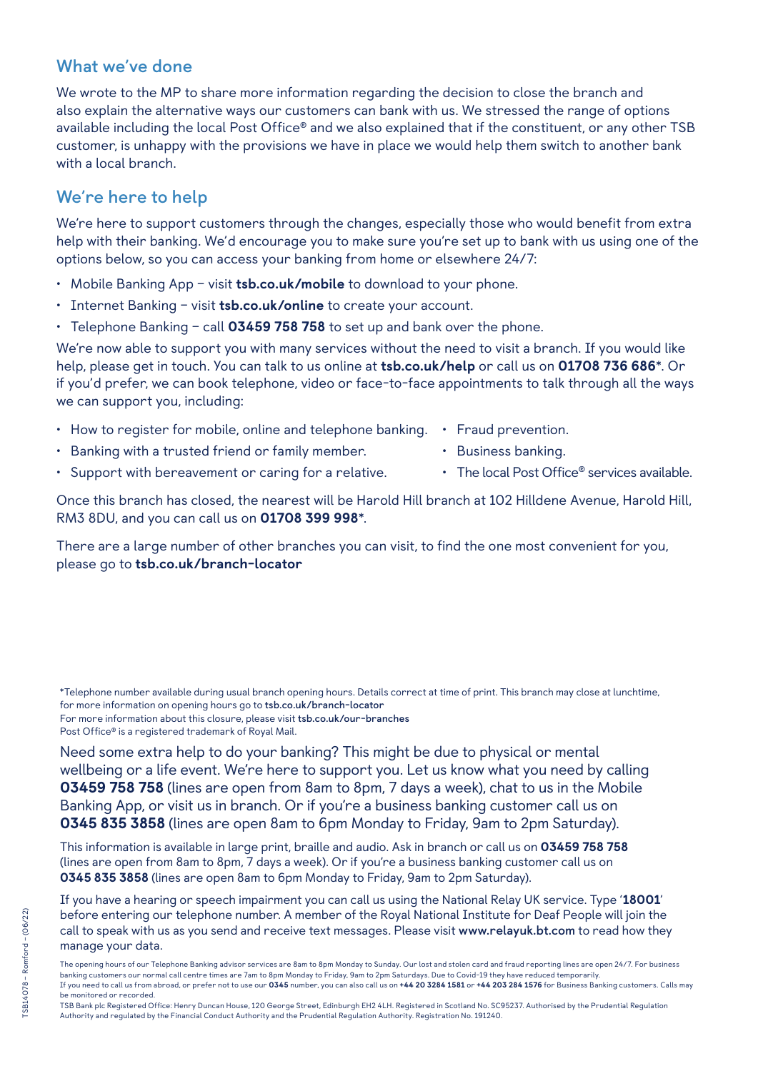## What we've done

We wrote to the MP to share more information regarding the decision to close the branch and also explain the alternative ways our customers can bank with us. We stressed the range of options available including the local Post Office® and we also explained that if the constituent, or any other TSB customer, is unhappy with the provisions we have in place we would help them switch to another bank with a local branch.

## We're here to help

We're here to support customers through the changes, especially those who would benefit from extra help with their banking. We'd encourage you to make sure you're set up to bank with us using one of the options below, so you can access your banking from home or elsewhere 24/7:

- Mobile Banking App – visit **tsb.co.uk/mobile** to download to your phone.
- Internet Banking – visit **tsb.co.uk/online** to create your account.
- Telephone Banking – call **03459 758 758** to set up and bank over the phone.

We're now able to support you with many services without the need to visit a branch. If you would like help, please get in touch. You can talk to us online at **tsb.co.uk/help** or call us on **01708 736 686***. Or if you'd prefer, we can book telephone, video or face-to-face appointments to talk through all the ways we can support you, including:

- How to register for mobile, online and telephone banking.
- Banking with a trusted friend or family member.
- Support with bereavement or caring for a relative.
- Fraud prevention.
- Business banking.
- The local Post Office® services available.

Once this branch has closed, the nearest will be Harold Hill branch at 102 Hilldene Avenue, Harold Hill, RM3 8DU, and you can call us on **01708 399 998***.

There are a large number of other branches you can visit, to find the one most convenient for you, please go to **tsb.co.uk/branch-locator**

*Telephone number available during usual branch opening hours. Details correct at time of print. This branch may close at lunchtime, for more information on opening hours go to **tsb.co.uk/branch-locator**
For more information about this closure, please visit **tsb.co.uk/our-branches**
Post Office® is a registered trademark of Royal Mail.

Need some extra help to do your banking? This might be due to physical or mental wellbeing or a life event. We're here to support you. Let us know what you need by calling **03459 758 758** (lines are open from 8am to 8pm, 7 days a week), chat to us in the Mobile Banking App, or visit us in branch. Or if you're a business banking customer call us on **0345 835 3858** (lines are open 8am to 6pm Monday to Friday, 9am to 2pm Saturday).

This information is available in large print, braille and audio. Ask in branch or call us on **03459 758 758** (lines are open from 8am to 8pm, 7 days a week). Or if you're a business banking customer call us on **0345 835 3858** (lines are open 8am to 6pm Monday to Friday, 9am to 2pm Saturday).

If you have a hearing or speech impairment you can call us using the National Relay UK service. Type '**18001**' before entering our telephone number. A member of the Royal National Institute for Deaf People will join the call to speak with us as you send and receive text messages. Please visit **www.relayuk.bt.com** to read how they manage your data.

The opening hours of our Telephone Banking advisor services are 8am to 8pm Monday to Sunday. Our lost and stolen card and fraud reporting lines are open 24/7. For business banking customers our normal call centre times are 7am to 8pm Monday to Friday, 9am to 2pm Saturdays. Due to Covid-19 they have reduced temporarily.
If you need to call us from abroad, or prefer not to use our **0345** number, you can also call us on **+44 20 3284 1581** or **+44 203 284 1576** for Business Banking customers. Calls may be monitored or recorded.
TSB Bank plc Registered Office: Henry Duncan House, 120 George Street, Edinburgh EH2 4LH. Registered in Scotland No. SC95237. Authorised by the Prudential Regulation Authority and regulated by the Financial Conduct Authority and the Prudential Regulation Authority. Registration No. 191240.

TSB14078 – Romford – (06/22)